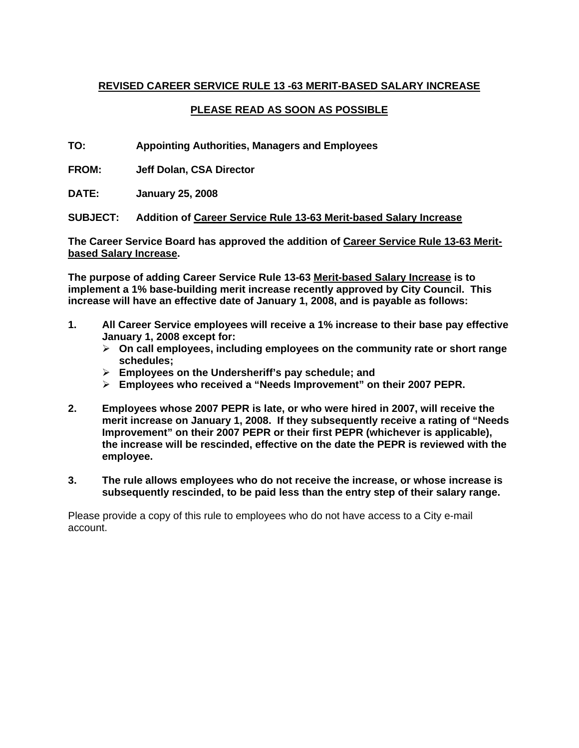**REVISED CAREER SERVICE RULE 13 -63 MERIT-BASED SALARY INCREASE**

**PLEASE READ AS SOON AS POSSIBLE**

**TO:** **Appointing Authorities, Managers and Employees**

**FROM:** **Jeff Dolan, CSA Director**

**DATE:** **January 25, 2008**

**SUBJECT:** **Addition of Career Service Rule 13-63 Merit-based Salary Increase**

**The Career Service Board has approved the addition of Career Service Rule 13-63 Merit-based Salary Increase.**

**The purpose of adding Career Service Rule 13-63 Merit-based Salary Increase is to implement a 1% base-building merit increase recently approved by City Council. This increase will have an effective date of January 1, 2008, and is payable as follows:**

1. **All Career Service employees will receive a 1% increase to their base pay effective January 1, 2008 except for:**
   - **On call employees, including employees on the community rate or short range schedules;**
   - **Employees on the Undersheriff's pay schedule; and**
   - **Employees who received a "Needs Improvement" on their 2007 PEPR.**

2. **Employees whose 2007 PEPR is late, or who were hired in 2007, will receive the merit increase on January 1, 2008. If they subsequently receive a rating of "Needs Improvement" on their 2007 PEPR or their first PEPR (whichever is applicable), the increase will be rescinded, effective on the date the PEPR is reviewed with the employee.**

3. **The rule allows employees who do not receive the increase, or whose increase is subsequently rescinded, to be paid less than the entry step of their salary range.**

Please provide a copy of this rule to employees who do not have access to a City e-mail account.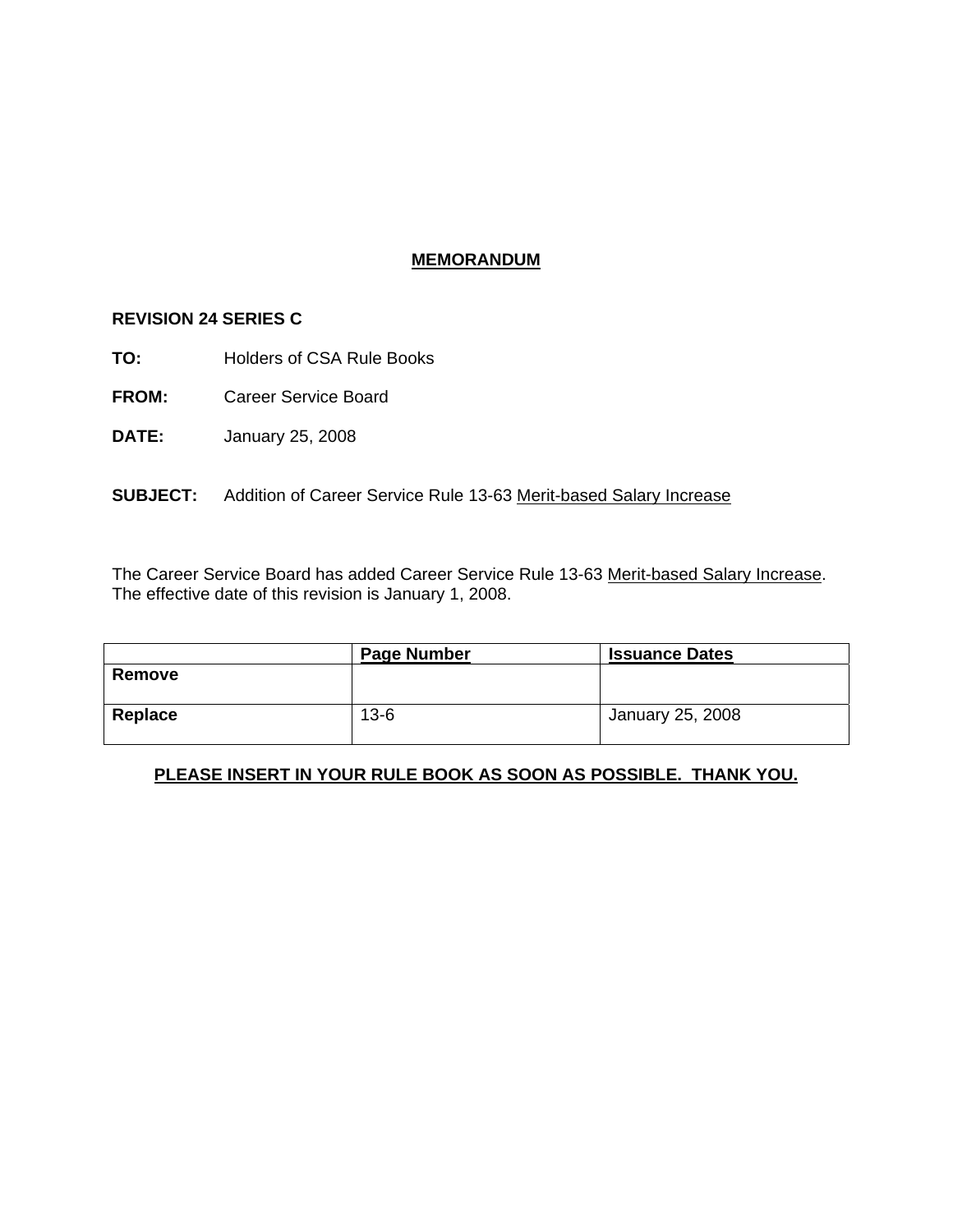# MEMORANDUM

**REVISION 24 SERIES C**

**TO:** Holders of CSA Rule Books

**FROM:** Career Service Board

**DATE:** January 25, 2008

**SUBJECT:** Addition of Career Service Rule 13-63 Merit-based Salary Increase

The Career Service Board has added Career Service Rule 13-63 Merit-based Salary Increase. The effective date of this revision is January 1, 2008.

| | Page Number | Issuance Dates |
|---|---|---|
| **Remove** | | |
| **Replace** | 13-6 | January 25, 2008 |

**PLEASE INSERT IN YOUR RULE BOOK AS SOON AS POSSIBLE. THANK YOU.**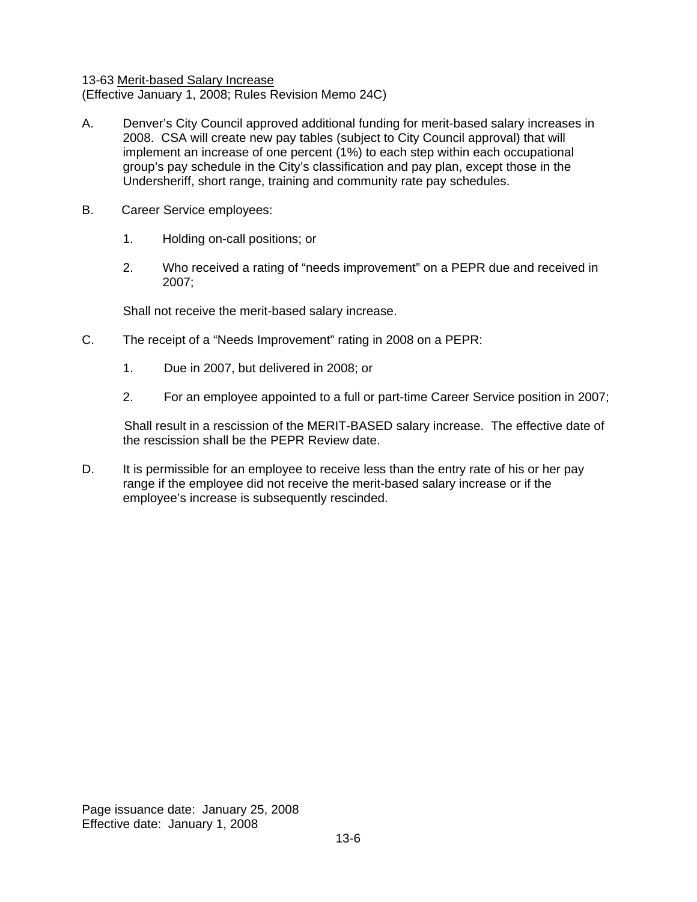13-63 <u>Merit-based Salary Increase</u>
(Effective January 1, 2008; Rules Revision Memo 24C)

A. Denver's City Council approved additional funding for merit-based salary increases in 2008. CSA will create new pay tables (subject to City Council approval) that will implement an increase of one percent (1%) to each step within each occupational group's pay schedule in the City's classification and pay plan, except those in the Undersheriff, short range, training and community rate pay schedules.

B. Career Service employees:

1. Holding on-call positions; or

2. Who received a rating of "needs improvement" on a PEPR due and received in 2007;

Shall not receive the merit-based salary increase.

C. The receipt of a "Needs Improvement" rating in 2008 on a PEPR:

1. Due in 2007, but delivered in 2008; or

2. For an employee appointed to a full or part-time Career Service position in 2007;

Shall result in a rescission of the MERIT-BASED salary increase. The effective date of the rescission shall be the PEPR Review date.

D. It is permissible for an employee to receive less than the entry rate of his or her pay range if the employee did not receive the merit-based salary increase or if the employee's increase is subsequently rescinded.